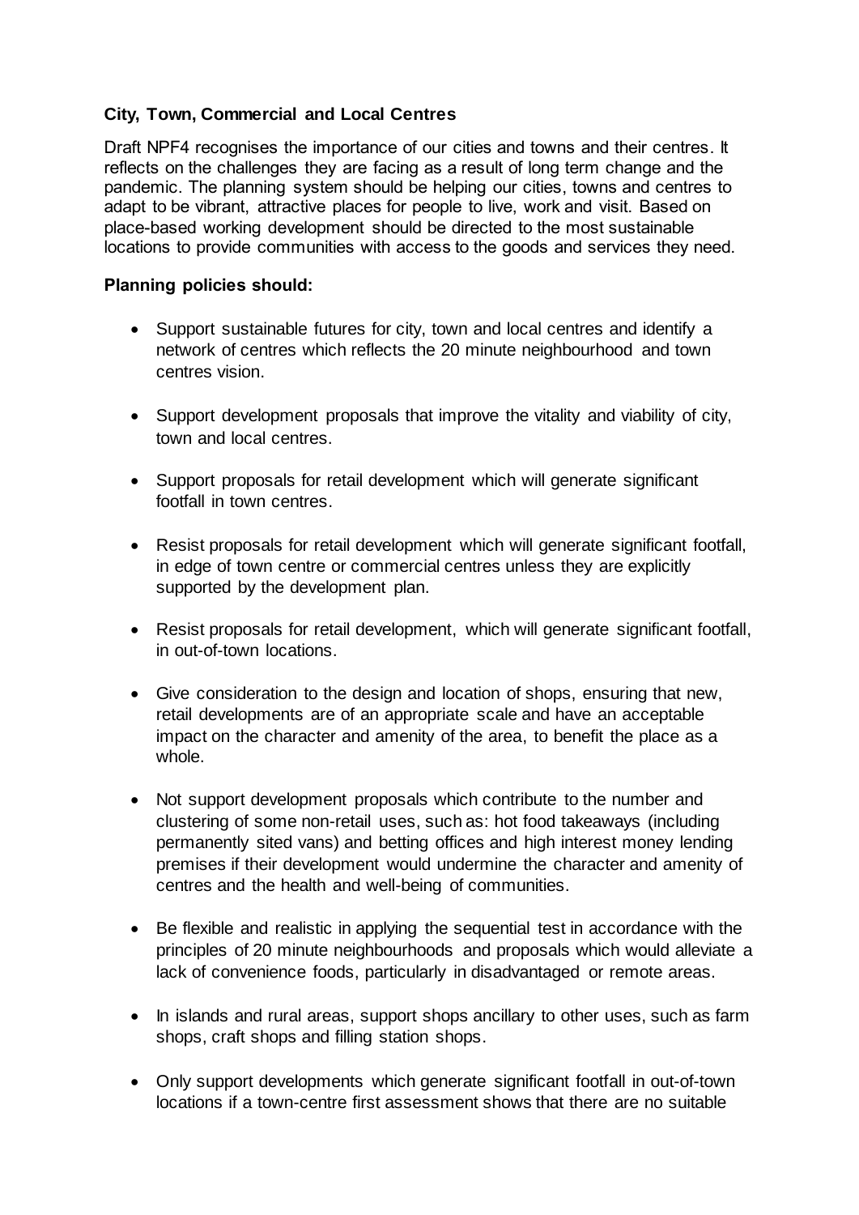**City, Town, Commercial and Local Centres**

Draft NPF4 recognises the importance of our cities and towns and their centres. It reflects on the challenges they are facing as a result of long term change and the pandemic. The planning system should be helping our cities, towns and centres to adapt to be vibrant, attractive places for people to live, work and visit. Based on place-based working development should be directed to the most sustainable locations to provide communities with access to the goods and services they need.

**Planning policies should:**

- Support sustainable futures for city, town and local centres and identify a network of centres which reflects the 20 minute neighbourhood and town centres vision.
- Support development proposals that improve the vitality and viability of city, town and local centres.
- Support proposals for retail development which will generate significant footfall in town centres.
- Resist proposals for retail development which will generate significant footfall, in edge of town centre or commercial centres unless they are explicitly supported by the development plan.
- Resist proposals for retail development, which will generate significant footfall, in out-of-town locations.
- Give consideration to the design and location of shops, ensuring that new, retail developments are of an appropriate scale and have an acceptable impact on the character and amenity of the area, to benefit the place as a whole.
- Not support development proposals which contribute to the number and clustering of some non-retail uses, such as: hot food takeaways (including permanently sited vans) and betting offices and high interest money lending premises if their development would undermine the character and amenity of centres and the health and well-being of communities.
- Be flexible and realistic in applying the sequential test in accordance with the principles of 20 minute neighbourhoods and proposals which would alleviate a lack of convenience foods, particularly in disadvantaged or remote areas.
- In islands and rural areas, support shops ancillary to other uses, such as farm shops, craft shops and filling station shops.
- Only support developments which generate significant footfall in out-of-town locations if a town-centre first assessment shows that there are no suitable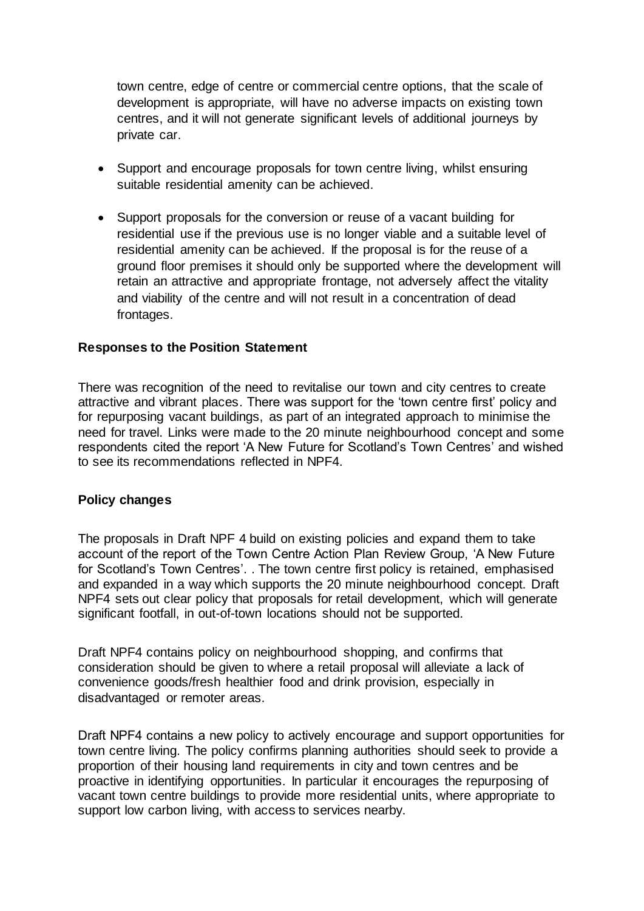town centre, edge of centre or commercial centre options, that the scale of development is appropriate, will have no adverse impacts on existing town centres, and it will not generate significant levels of additional journeys by private car.

- Support and encourage proposals for town centre living, whilst ensuring suitable residential amenity can be achieved.
- Support proposals for the conversion or reuse of a vacant building for residential use if the previous use is no longer viable and a suitable level of residential amenity can be achieved. If the proposal is for the reuse of a ground floor premises it should only be supported where the development will retain an attractive and appropriate frontage, not adversely affect the vitality and viability of the centre and will not result in a concentration of dead frontages.

**Responses to the Position Statement**

There was recognition of the need to revitalise our town and city centres to create attractive and vibrant places. There was support for the 'town centre first' policy and for repurposing vacant buildings, as part of an integrated approach to minimise the need for travel. Links were made to the 20 minute neighbourhood concept and some respondents cited the report 'A New Future for Scotland's Town Centres' and wished to see its recommendations reflected in NPF4.

**Policy changes**

The proposals in Draft NPF 4 build on existing policies and expand them to take account of the report of the Town Centre Action Plan Review Group, 'A New Future for Scotland's Town Centres'. . The town centre first policy is retained, emphasised and expanded in a way which supports the 20 minute neighbourhood concept. Draft NPF4 sets out clear policy that proposals for retail development, which will generate significant footfall, in out-of-town locations should not be supported.

Draft NPF4 contains policy on neighbourhood shopping, and confirms that consideration should be given to where a retail proposal will alleviate a lack of convenience goods/fresh healthier food and drink provision, especially in disadvantaged or remoter areas.

Draft NPF4 contains a new policy to actively encourage and support opportunities for town centre living. The policy confirms planning authorities should seek to provide a proportion of their housing land requirements in city and town centres and be proactive in identifying opportunities. In particular it encourages the repurposing of vacant town centre buildings to provide more residential units, where appropriate to support low carbon living, with access to services nearby.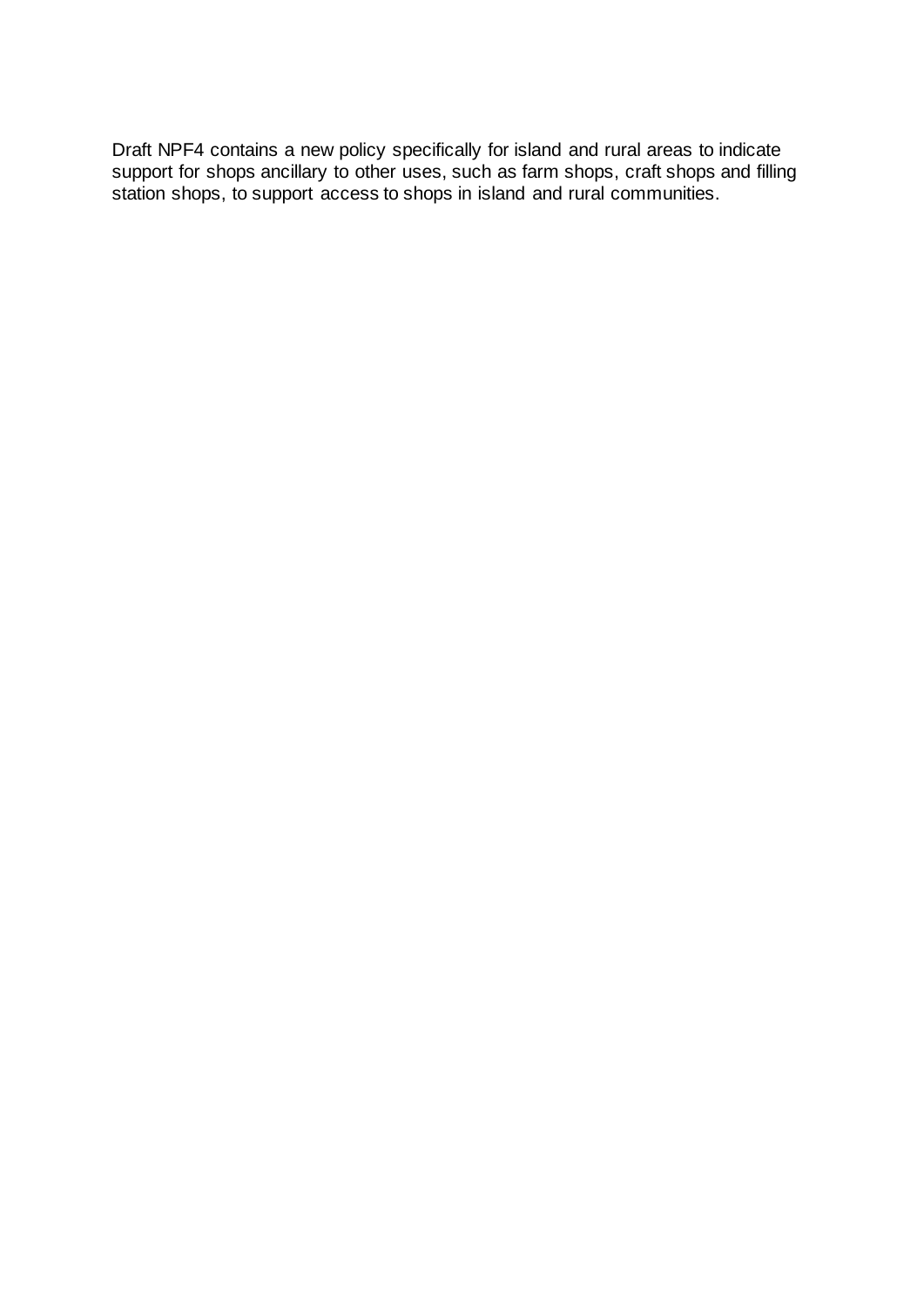Draft NPF4 contains a new policy specifically for island and rural areas to indicate support for shops ancillary to other uses, such as farm shops, craft shops and filling station shops, to support access to shops in island and rural communities.